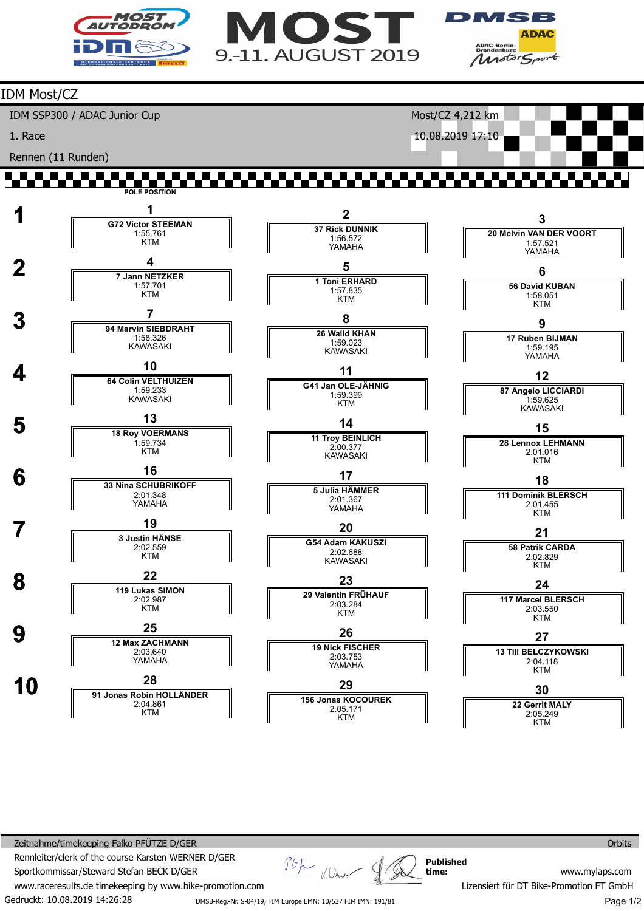# MOST
9.-11. AUGUST 2019

## IDM Most/CZ

IDM SSP300 / ADAC Junior Cup

1. Race

Rennen (11 Runden)

Most/CZ 4,212 km

10.08.2019 17:10

**POLE POSITION**

| Row | Pos | No / Rider | Time | Bike |
|---|---|---|---|---|
| 1 | 1 | G72 Victor STEEMAN | 1:55.761 | KTM |
| 1 | 2 | 37 Rick DUNNIK | 1:56.572 | YAMAHA |
| 1 | 3 | 20 Melvin VAN DER VOORT | 1:57.521 | YAMAHA |
| 2 | 4 | 7 Jann NETZKER | 1:57.701 | KTM |
| 2 | 5 | 1 Toni ERHARD | 1:57.835 | KTM |
| 2 | 6 | 56 David KUBAN | 1:58.051 | KTM |
| 3 | 7 | 94 Marvin SIEBDRAHT | 1:58.326 | KAWASAKI |
| 3 | 8 | 26 Walid KHAN | 1:59.023 | KAWASAKI |
| 3 | 9 | 17 Ruben BIJMAN | 1:59.195 | YAMAHA |
| 4 | 10 | 64 Colin VELTHUIZEN | 1:59.233 | KAWASAKI |
| 4 | 11 | G41 Jan OLE-JÄHNIG | 1:59.399 | KTM |
| 4 | 12 | 87 Angelo LICCIARDI | 1:59.625 | KAWASAKI |
| 5 | 13 | 18 Roy VOERMANS | 1:59.734 | KTM |
| 5 | 14 | 11 Troy BEINLICH | 2:00.377 | KAWASAKI |
| 5 | 15 | 28 Lennox LEHMANN | 2:01.016 | KTM |
| 6 | 16 | 33 Nina SCHUBRIKOFF | 2:01.348 | YAMAHA |
| 6 | 17 | 5 Julia HÄMMER | 2:01.367 | YAMAHA |
| 6 | 18 | 111 Dominik BLERSCH | 2:01.455 | KTM |
| 7 | 19 | 3 Justin HÄNSE | 2:02.559 | KTM |
| 7 | 20 | G54 Adam KAKUSZI | 2:02.688 | KAWASAKI |
| 7 | 21 | 58 Patrik CARDA | 2:02.829 | KTM |
| 8 | 22 | 119 Lukas SIMON | 2:02.987 | KTM |
| 8 | 23 | 29 Valentin FRÜHAUF | 2:03.284 | KTM |
| 8 | 24 | 117 Marcel BLERSCH | 2:03.550 | KTM |
| 9 | 25 | 12 Max ZACHMANN | 2:03.640 | YAMAHA |
| 9 | 26 | 19 Nick FISCHER | 2:03.753 | YAMAHA |
| 9 | 27 | 13 Till BELCZYKOWSKI | 2:04.118 | KTM |
| 10 | 28 | 91 Jonas Robin HOLLÄNDER | 2:04.861 | KTM |
| 10 | 29 | 156 Jonas KOCOUREK | 2:05.171 | KTM |
| 10 | 30 | 22 Gerrit MALY | 2:05.249 | KTM |

Zeitnahme/timekeeping Falko PFÜTZE D/GER

Rennleiter/clerk of the course Karsten WERNER D/GER

Sportkommissar/Steward Stefan BECK D/GER

www.raceresults.de timekeeping by www.bike-promotion.com

Gedruckt: 10.08.2019 14:26:28

DMSB-Reg.-Nr. S-04/19, FIM Europe EMN: 10/537 FIM IMN: 191/81

Published time:

Orbits

www.mylaps.com

Lizensiert für DT Bike-Promotion FT GmbH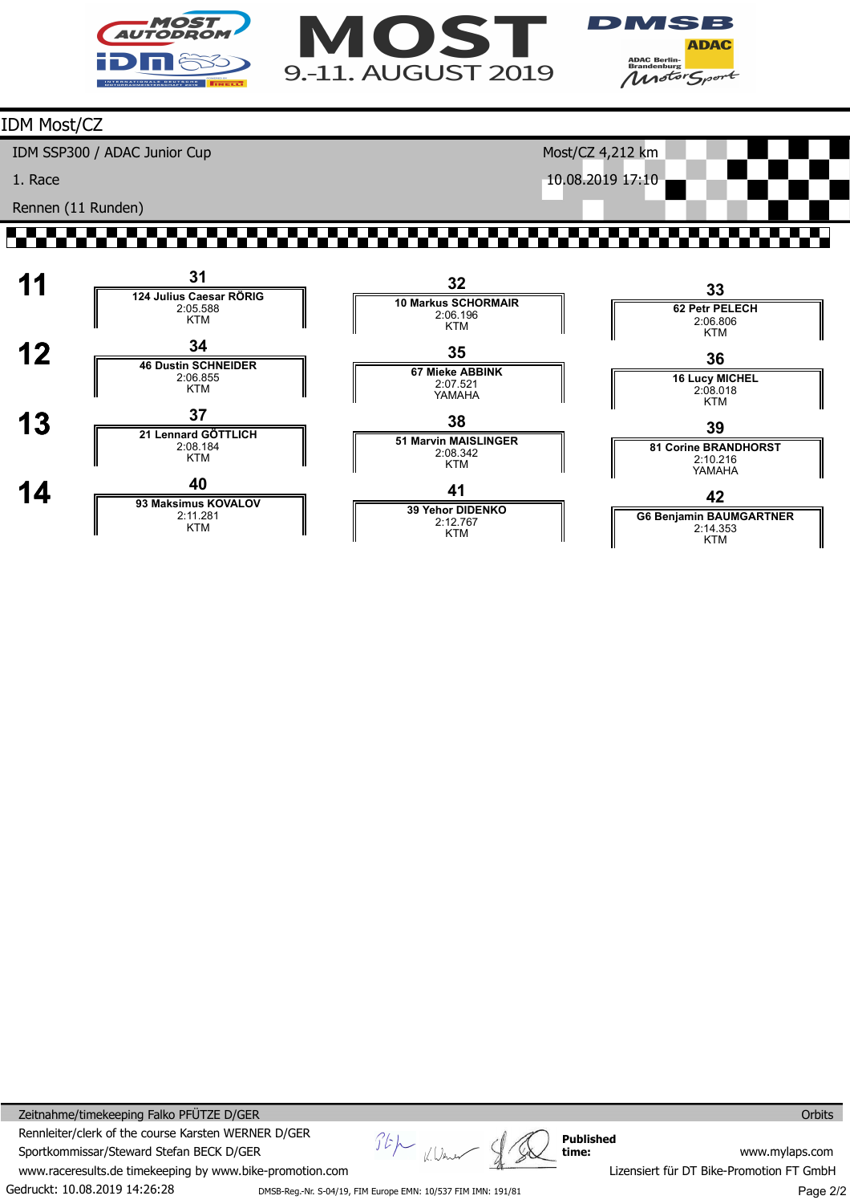IDM Most/CZ

IDM SSP300 / ADAC Junior Cup

1. Race

Rennen (11 Runden)

Most/CZ 4,212 km

10.08.2019 17:10

| Row | | | |
|---|---|---|---|
| 11 | **31** 124 Julius Caesar RÖRIG 2:05.588 KTM | **32** 10 Markus SCHORMAIR 2:06.196 KTM | **33** 62 Petr PELECH 2:06.806 KTM |
| 12 | **34** 46 Dustin SCHNEIDER 2:06.855 KTM | **35** 67 Mieke ABBINK 2:07.521 YAMAHA | **36** 16 Lucy MICHEL 2:08.018 KTM |
| 13 | **37** 21 Lennard GÖTTLICH 2:08.184 KTM | **38** 51 Marvin MAISLINGER 2:08.342 KTM | **39** 81 Corine BRANDHORST 2:10.216 YAMAHA |
| 14 | **40** 93 Maksimus KOVALOV 2:11.281 KTM | **41** 39 Yehor DIDENKO 2:12.767 KTM | **42** G6 Benjamin BAUMGARTNER 2:14.353 KTM |

Zeitnahme/timekeeping Falko PFÜTZE D/GER

Rennleiter/clerk of the course Karsten WERNER D/GER

Sportkommissar/Steward Stefan BECK D/GER

www.raceresults.de timekeeping by www.bike-promotion.com

Gedruckt: 10.08.2019 14:26:28

**Published time:**

Orbits

www.mylaps.com

Lizensiert für DT Bike-Promotion FT GmbH

DMSB-Reg.-Nr. S-04/19, FIM Europe EMN: 10/537 FIM IMN: 191/81